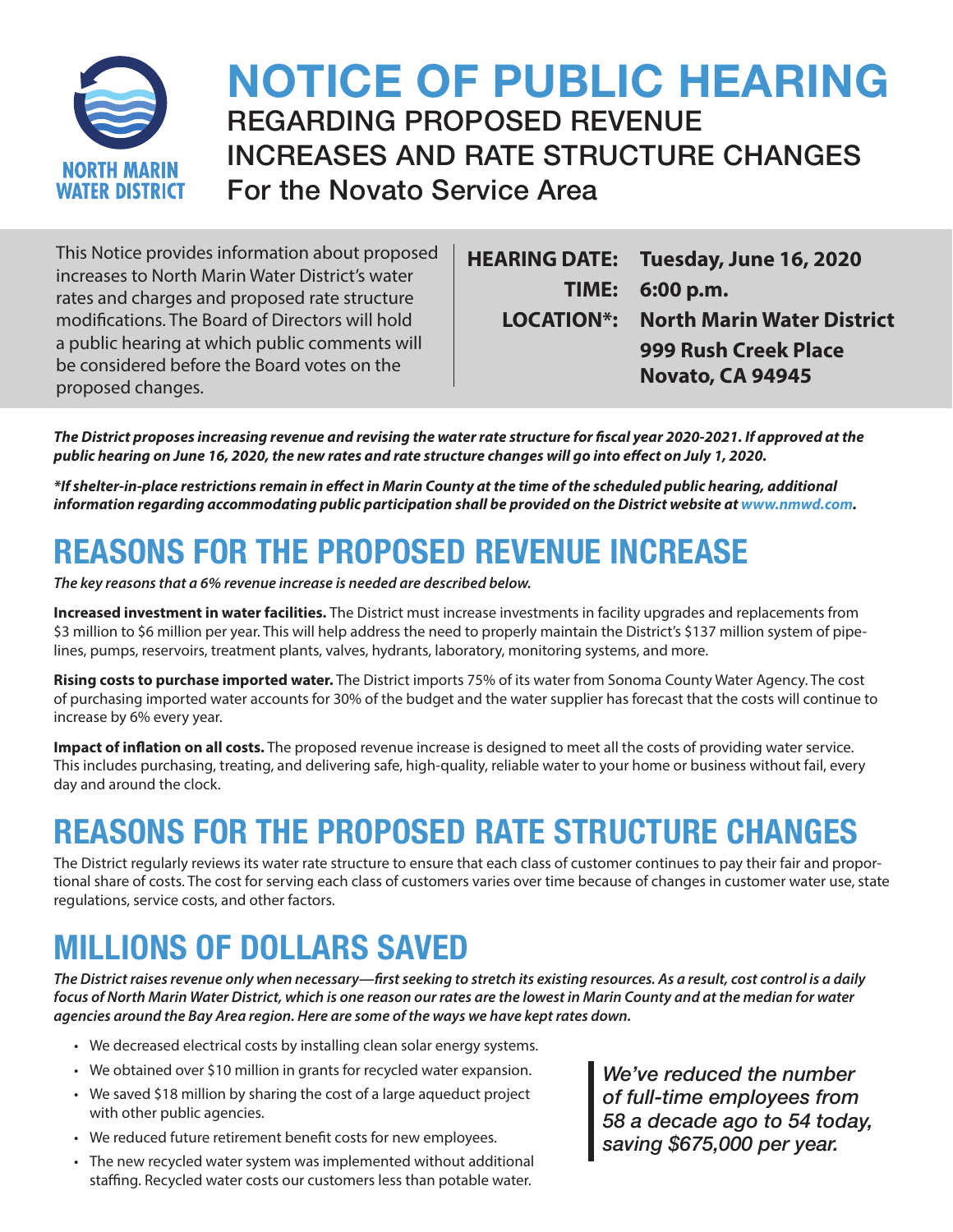NORTH MARIN WATER DISTRICT

# NOTICE OF PUBLIC HEARING

## REGARDING PROPOSED REVENUE INCREASES AND RATE STRUCTURE CHANGES

For the Novato Service Area

This Notice provides information about proposed increases to North Marin Water District's water rates and charges and proposed rate structure modifications. The Board of Directors will hold a public hearing at which public comments will be considered before the Board votes on the proposed changes.

**HEARING DATE:** **Tuesday, June 16, 2020**

**TIME:** **6:00 p.m.**

**LOCATION\*:** **North Marin Water District**
**999 Rush Creek Place**
**Novato, CA 94945**

***The District proposes increasing revenue and revising the water rate structure for fiscal year 2020-2021. If approved at the public hearing on June 16, 2020, the new rates and rate structure changes will go into effect on July 1, 2020.***

***\*If shelter-in-place restrictions remain in effect in Marin County at the time of the scheduled public hearing, additional information regarding accommodating public participation shall be provided on the District website at www.nmwd.com.***

# REASONS FOR THE PROPOSED REVENUE INCREASE

***The key reasons that a 6% revenue increase is needed are described below.***

**Increased investment in water facilities.** The District must increase investments in facility upgrades and replacements from $3 million to $6 million per year. This will help address the need to properly maintain the District's $137 million system of pipelines, pumps, reservoirs, treatment plants, valves, hydrants, laboratory, monitoring systems, and more.

**Rising costs to purchase imported water.** The District imports 75% of its water from Sonoma County Water Agency. The cost of purchasing imported water accounts for 30% of the budget and the water supplier has forecast that the costs will continue to increase by 6% every year.

**Impact of inflation on all costs.** The proposed revenue increase is designed to meet all the costs of providing water service. This includes purchasing, treating, and delivering safe, high-quality, reliable water to your home or business without fail, every day and around the clock.

# REASONS FOR THE PROPOSED RATE STRUCTURE CHANGES

The District regularly reviews its water rate structure to ensure that each class of customer continues to pay their fair and proportional share of costs. The cost for serving each class of customers varies over time because of changes in customer water use, state regulations, service costs, and other factors.

# MILLIONS OF DOLLARS SAVED

***The District raises revenue only when necessary—first seeking to stretch its existing resources. As a result, cost control is a daily focus of North Marin Water District, which is one reason our rates are the lowest in Marin County and at the median for water agencies around the Bay Area region. Here are some of the ways we have kept rates down.***

- We decreased electrical costs by installing clean solar energy systems.
- We obtained over $10 million in grants for recycled water expansion.
- We saved $18 million by sharing the cost of a large aqueduct project with other public agencies.
- We reduced future retirement benefit costs for new employees.
- The new recycled water system was implemented without additional staffing. Recycled water costs our customers less than potable water.

*We've reduced the number of full-time employees from 58 a decade ago to 54 today, saving $675,000 per year.*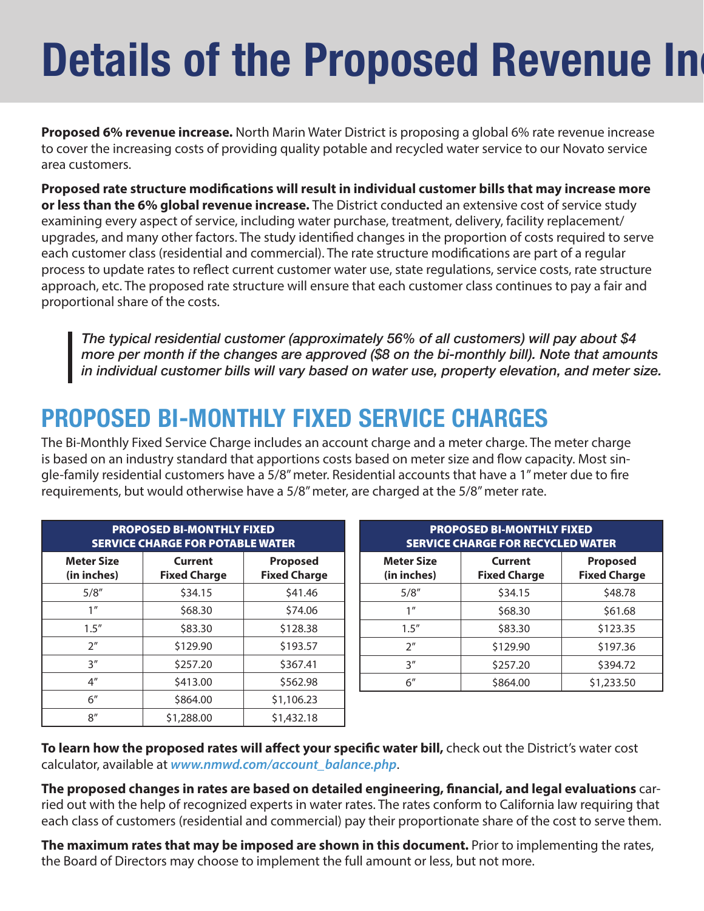# Details of the Proposed Revenue In

**Proposed 6% revenue increase.** North Marin Water District is proposing a global 6% rate revenue increase to cover the increasing costs of providing quality potable and recycled water service to our Novato service area customers.

**Proposed rate structure modifications will result in individual customer bills that may increase more or less than the 6% global revenue increase.** The District conducted an extensive cost of service study examining every aspect of service, including water purchase, treatment, delivery, facility replacement/upgrades, and many other factors. The study identified changes in the proportion of costs required to serve each customer class (residential and commercial). The rate structure modifications are part of a regular process to update rates to reflect current customer water use, state regulations, service costs, rate structure approach, etc. The proposed rate structure will ensure that each customer class continues to pay a fair and proportional share of the costs.

> *The typical residential customer (approximately 56% of all customers) will pay about $4 more per month if the changes are approved ($8 on the bi-monthly bill). Note that amounts in individual customer bills will vary based on water use, property elevation, and meter size.*

## PROPOSED BI-MONTHLY FIXED SERVICE CHARGES

The Bi-Monthly Fixed Service Charge includes an account charge and a meter charge. The meter charge is based on an industry standard that apportions costs based on meter size and flow capacity. Most single-family residential customers have a 5/8" meter. Residential accounts that have a 1" meter due to fire requirements, but would otherwise have a 5/8" meter, are charged at the 5/8" meter rate.

**PROPOSED BI-MONTHLY FIXED SERVICE CHARGE FOR POTABLE WATER**

| Meter Size (in inches) | Current Fixed Charge | Proposed Fixed Charge |
|---|---|---|
| 5/8" | $34.15 | $41.46 |
| 1" | $68.30 | $74.06 |
| 1.5" | $83.30 | $128.38 |
| 2" | $129.90 | $193.57 |
| 3" | $257.20 | $367.41 |
| 4" | $413.00 | $562.98 |
| 6" | $864.00 | $1,106.23 |
| 8" | $1,288.00 | $1,432.18 |

**PROPOSED BI-MONTHLY FIXED SERVICE CHARGE FOR RECYCLED WATER**

| Meter Size (in inches) | Current Fixed Charge | Proposed Fixed Charge |
|---|---|---|
| 5/8" | $34.15 | $48.78 |
| 1" | $68.30 | $61.68 |
| 1.5" | $83.30 | $123.35 |
| 2" | $129.90 | $197.36 |
| 3" | $257.20 | $394.72 |
| 6" | $864.00 | $1,233.50 |

**To learn how the proposed rates will affect your specific water bill,** check out the District's water cost calculator, available at ***www.nmwd.com/account_balance.php***.

**The proposed changes in rates are based on detailed engineering, financial, and legal evaluations** carried out with the help of recognized experts in water rates. The rates conform to California law requiring that each class of customers (residential and commercial) pay their proportionate share of the cost to serve them.

**The maximum rates that may be imposed are shown in this document.** Prior to implementing the rates, the Board of Directors may choose to implement the full amount or less, but not more.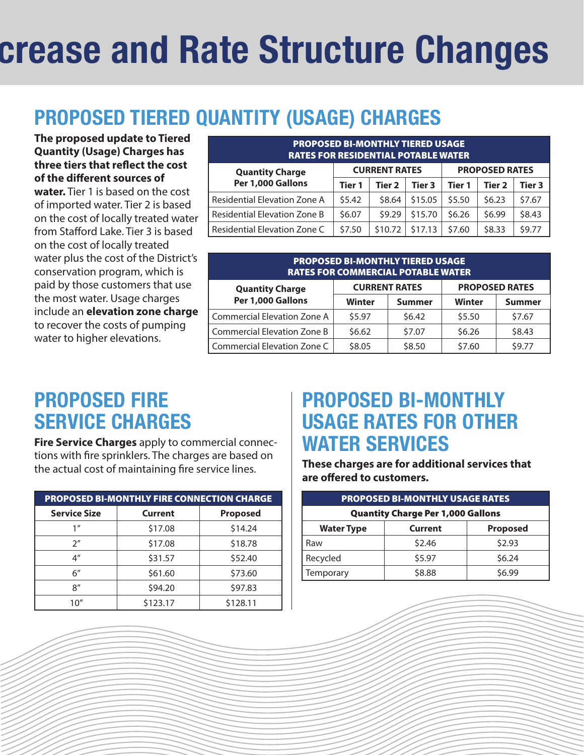# crease and Rate Structure Changes

## PROPOSED TIERED QUANTITY (USAGE) CHARGES

**The proposed update to Tiered Quantity (Usage) Charges has three tiers that reflect the cost of the different sources of water.** Tier 1 is based on the cost of imported water. Tier 2 is based on the cost of locally treated water from Stafford Lake. Tier 3 is based on the cost of locally treated water plus the cost of the District's conservation program, which is paid by those customers that use the most water. Usage charges include an **elevation zone charge** to recover the costs of pumping water to higher elevations.

**PROPOSED BI-MONTHLY TIERED USAGE RATES FOR RESIDENTIAL POTABLE WATER**

| Quantity Charge Per 1,000 Gallons | CURRENT RATES | | | PROPOSED RATES | | |
|---|---|---|---|---|---|---|
| | Tier 1 | Tier 2 | Tier 3 | Tier 1 | Tier 2 | Tier 3 |
| Residential Elevation Zone A | $5.42 | $8.64 | $15.05 | $5.50 | $6.23 | $7.67 |
| Residential Elevation Zone B | $6.07 | $9.29 | $15.70 | $6.26 | $6.99 | $8.43 |
| Residential Elevation Zone C | $7.50 | $10.72 | $17.13 | $7.60 | $8.33 | $9.77 |

**PROPOSED BI-MONTHLY TIERED USAGE RATES FOR COMMERCIAL POTABLE WATER**

| Quantity Charge Per 1,000 Gallons | CURRENT RATES | | PROPOSED RATES | |
|---|---|---|---|---|
| | Winter | Summer | Winter | Summer |
| Commercial Elevation Zone A | $5.97 | $6.42 | $5.50 | $7.67 |
| Commercial Elevation Zone B | $6.62 | $7.07 | $6.26 | $8.43 |
| Commercial Elevation Zone C | $8.05 | $8.50 | $7.60 | $9.77 |

## PROPOSED FIRE SERVICE CHARGES

**Fire Service Charges** apply to commercial connections with fire sprinklers. The charges are based on the actual cost of maintaining fire service lines.

**PROPOSED BI-MONTHLY FIRE CONNECTION CHARGE**

| Service Size | Current | Proposed |
|---|---|---|
| 1″ | $17.08 | $14.24 |
| 2″ | $17.08 | $18.78 |
| 4″ | $31.57 | $52.40 |
| 6″ | $61.60 | $73.60 |
| 8″ | $94.20 | $97.83 |
| 10″ | $123.17 | $128.11 |

## PROPOSED BI-MONTHLY USAGE RATES FOR OTHER WATER SERVICES

**These charges are for additional services that are offered to customers.**

**PROPOSED BI-MONTHLY USAGE RATES**

| Quantity Charge Per 1,000 Gallons | | |
|---|---|---|
| Water Type | Current | Proposed |
| Raw | $2.46 | $2.93 |
| Recycled | $5.97 | $6.24 |
| Temporary | $8.88 | $6.99 |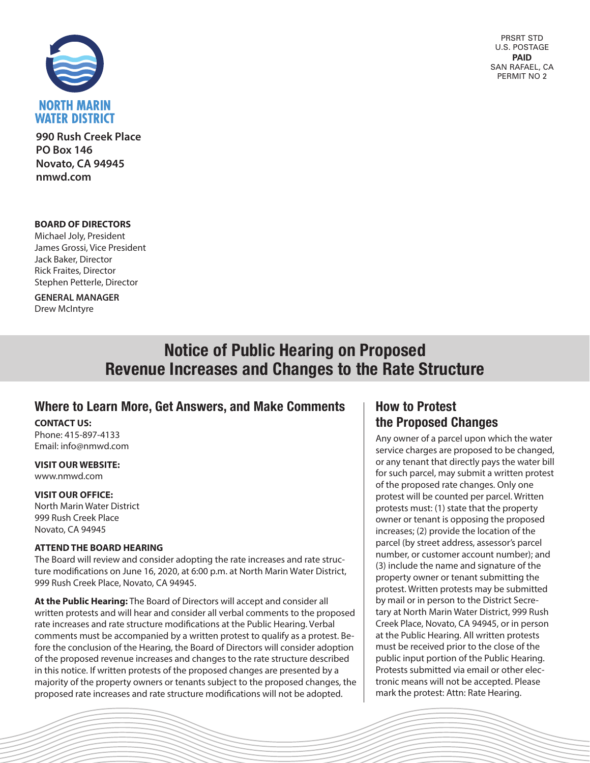NORTH MARIN WATER DISTRICT

**990 Rush Creek Place**
**PO Box 146**
**Novato, CA 94945**
**nmwd.com**

PRSRT STD
U.S. POSTAGE
**PAID**
SAN RAFAEL, CA
PERMIT NO 2

**BOARD OF DIRECTORS**
Michael Joly, President
James Grossi, Vice President
Jack Baker, Director
Rick Fraites, Director
Stephen Petterle, Director

**GENERAL MANAGER**
Drew McIntyre

# Notice of Public Hearing on Proposed Revenue Increases and Changes to the Rate Structure

## Where to Learn More, Get Answers, and Make Comments

**CONTACT US:**
Phone: 415-897-4133
Email: info@nmwd.com

**VISIT OUR WEBSITE:**
www.nmwd.com

**VISIT OUR OFFICE:**
North Marin Water District
999 Rush Creek Place
Novato, CA 94945

**ATTEND THE BOARD HEARING**

The Board will review and consider adopting the rate increases and rate structure modifications on June 16, 2020, at 6:00 p.m. at North Marin Water District, 999 Rush Creek Place, Novato, CA 94945.

**At the Public Hearing:** The Board of Directors will accept and consider all written protests and will hear and consider all verbal comments to the proposed rate increases and rate structure modifications at the Public Hearing. Verbal comments must be accompanied by a written protest to qualify as a protest. Before the conclusion of the Hearing, the Board of Directors will consider adoption of the proposed revenue increases and changes to the rate structure described in this notice. If written protests of the proposed changes are presented by a majority of the property owners or tenants subject to the proposed changes, the proposed rate increases and rate structure modifications will not be adopted.

## How to Protest the Proposed Changes

Any owner of a parcel upon which the water service charges are proposed to be changed, or any tenant that directly pays the water bill for such parcel, may submit a written protest of the proposed rate changes. Only one protest will be counted per parcel. Written protests must: (1) state that the property owner or tenant is opposing the proposed increases; (2) provide the location of the parcel (by street address, assessor's parcel number, or customer account number); and (3) include the name and signature of the property owner or tenant submitting the protest. Written protests may be submitted by mail or in person to the District Secretary at North Marin Water District, 999 Rush Creek Place, Novato, CA 94945, or in person at the Public Hearing. All written protests must be received prior to the close of the public input portion of the Public Hearing. Protests submitted via email or other electronic means will not be accepted. Please mark the protest: Attn: Rate Hearing.